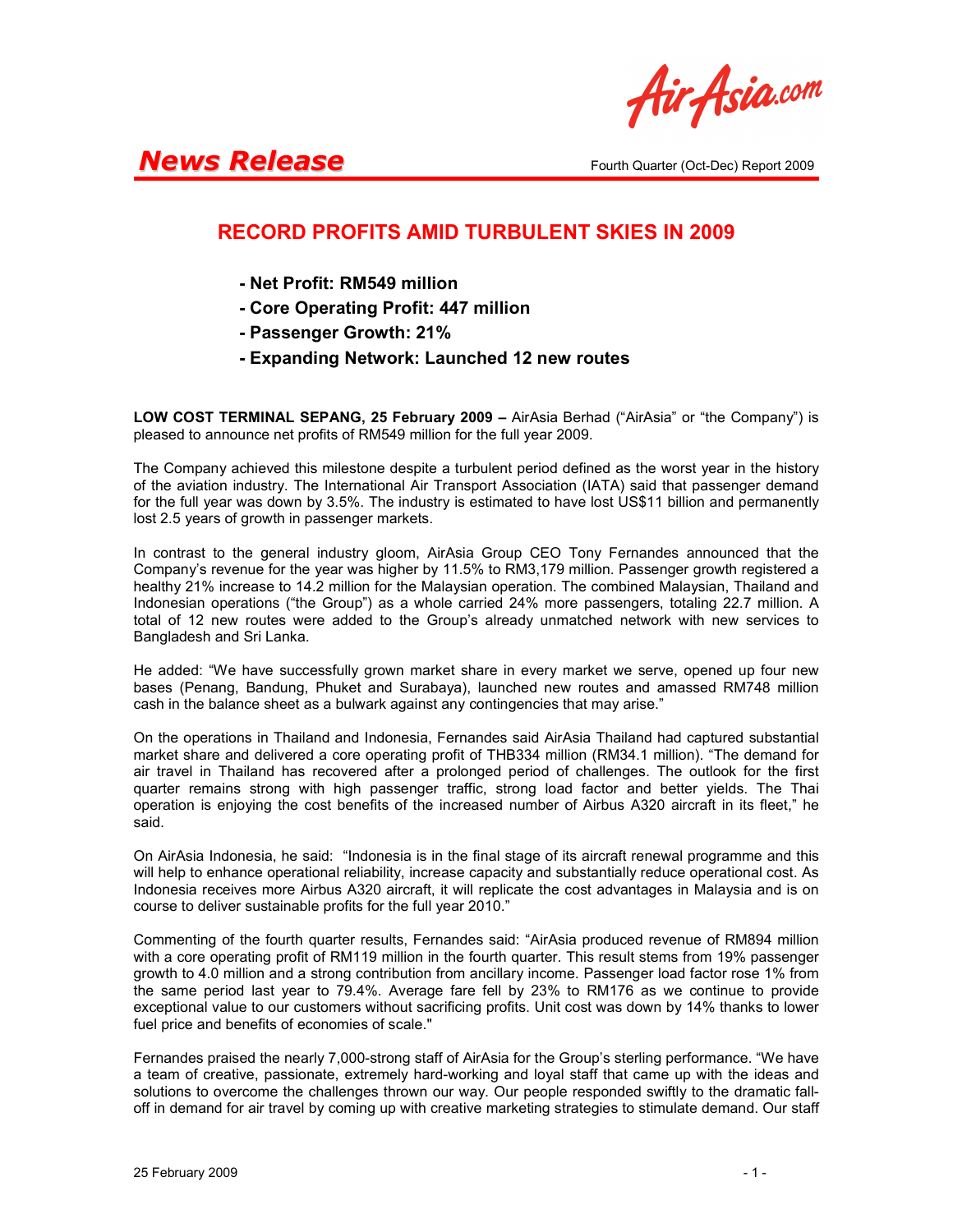**News Release**

Fourth Quarter (Oct-Dec) Report 2009

# RECORD PROFITS AMID TURBULENT SKIES IN 2009

- **Net Profit: RM549 million**
- **Core Operating Profit: 447 million**
- **Passenger Growth: 21%**
- **Expanding Network: Launched 12 new routes**

**LOW COST TERMINAL SEPANG, 25 February 2009 –** AirAsia Berhad ("AirAsia" or "the Company") is pleased to announce net profits of RM549 million for the full year 2009.

The Company achieved this milestone despite a turbulent period defined as the worst year in the history of the aviation industry. The International Air Transport Association (IATA) said that passenger demand for the full year was down by 3.5%. The industry is estimated to have lost US$11 billion and permanently lost 2.5 years of growth in passenger markets.

In contrast to the general industry gloom, AirAsia Group CEO Tony Fernandes announced that the Company's revenue for the year was higher by 11.5% to RM3,179 million. Passenger growth registered a healthy 21% increase to 14.2 million for the Malaysian operation. The combined Malaysian, Thailand and Indonesian operations ("the Group") as a whole carried 24% more passengers, totaling 22.7 million. A total of 12 new routes were added to the Group's already unmatched network with new services to Bangladesh and Sri Lanka.

He added: "We have successfully grown market share in every market we serve, opened up four new bases (Penang, Bandung, Phuket and Surabaya), launched new routes and amassed RM748 million cash in the balance sheet as a bulwark against any contingencies that may arise."

On the operations in Thailand and Indonesia, Fernandes said AirAsia Thailand had captured substantial market share and delivered a core operating profit of THB334 million (RM34.1 million). "The demand for air travel in Thailand has recovered after a prolonged period of challenges. The outlook for the first quarter remains strong with high passenger traffic, strong load factor and better yields. The Thai operation is enjoying the cost benefits of the increased number of Airbus A320 aircraft in its fleet," he said.

On AirAsia Indonesia, he said: "Indonesia is in the final stage of its aircraft renewal programme and this will help to enhance operational reliability, increase capacity and substantially reduce operational cost. As Indonesia receives more Airbus A320 aircraft, it will replicate the cost advantages in Malaysia and is on course to deliver sustainable profits for the full year 2010."

Commenting of the fourth quarter results, Fernandes said: "AirAsia produced revenue of RM894 million with a core operating profit of RM119 million in the fourth quarter. This result stems from 19% passenger growth to 4.0 million and a strong contribution from ancillary income. Passenger load factor rose 1% from the same period last year to 79.4%. Average fare fell by 23% to RM176 as we continue to provide exceptional value to our customers without sacrificing profits. Unit cost was down by 14% thanks to lower fuel price and benefits of economies of scale."

Fernandes praised the nearly 7,000-strong staff of AirAsia for the Group's sterling performance. "We have a team of creative, passionate, extremely hard-working and loyal staff that came up with the ideas and solutions to overcome the challenges thrown our way. Our people responded swiftly to the dramatic fall-off in demand for air travel by coming up with creative marketing strategies to stimulate demand. Our staff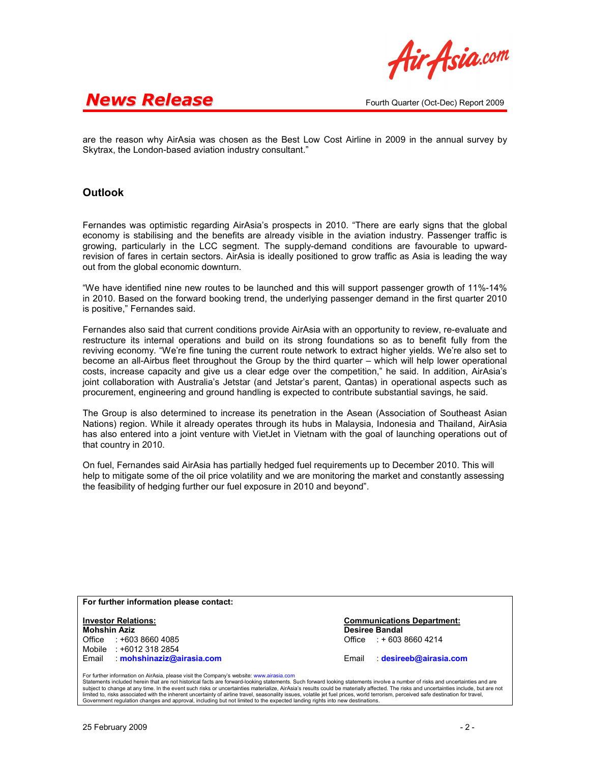are the reason why AirAsia was chosen as the Best Low Cost Airline in 2009 in the annual survey by Skytrax, the London-based aviation industry consultant."

## Outlook

Fernandes was optimistic regarding AirAsia's prospects in 2010. "There are early signs that the global economy is stabilising and the benefits are already visible in the aviation industry. Passenger traffic is growing, particularly in the LCC segment. The supply-demand conditions are favourable to upward-revision of fares in certain sectors. AirAsia is ideally positioned to grow traffic as Asia is leading the way out from the global economic downturn.

"We have identified nine new routes to be launched and this will support passenger growth of 11%-14% in 2010. Based on the forward booking trend, the underlying passenger demand in the first quarter 2010 is positive," Fernandes said.

Fernandes also said that current conditions provide AirAsia with an opportunity to review, re-evaluate and restructure its internal operations and build on its strong foundations so as to benefit fully from the reviving economy. "We're fine tuning the current route network to extract higher yields. We're also set to become an all-Airbus fleet throughout the Group by the third quarter – which will help lower operational costs, increase capacity and give us a clear edge over the competition," he said. In addition, AirAsia's joint collaboration with Australia's Jetstar (and Jetstar's parent, Qantas) in operational aspects such as procurement, engineering and ground handling is expected to contribute substantial savings, he said.

The Group is also determined to increase its penetration in the Asean (Association of Southeast Asian Nations) region. While it already operates through its hubs in Malaysia, Indonesia and Thailand, AirAsia has also entered into a joint venture with VietJet in Vietnam with the goal of launching operations out of that country in 2010.

On fuel, Fernandes said AirAsia has partially hedged fuel requirements up to December 2010. This will help to mitigate some of the oil price volatility and we are monitoring the market and constantly assessing the feasibility of hedging further our fuel exposure in 2010 and beyond".

**For further information please contact:**

**Investor Relations:**
**Mohshin Aziz**
Office : +603 8660 4085
Mobile : +6012 318 2854
Email : **mohshinaziz@airasia.com**

**Communications Department:**
**Desiree Bandal**
Office : + 603 8660 4214
Email : **desireeb@airasia.com**

For further information on AirAsia, please visit the Company's website: www.airasia.com
Statements included herein that are not historical facts are forward-looking statements. Such forward looking statements involve a number of risks and uncertainties and are subject to change at any time. In the event such risks or uncertainties materialize, AirAsia's results could be materially affected. The risks and uncertainties include, but are not limited to, risks associated with the inherent uncertainty of airline travel, seasonality issues, volatile jet fuel prices, world terrorism, perceived safe destination for travel, Government regulation changes and approval, including but not limited to the expected landing rights into new destinations.

25 February 2009